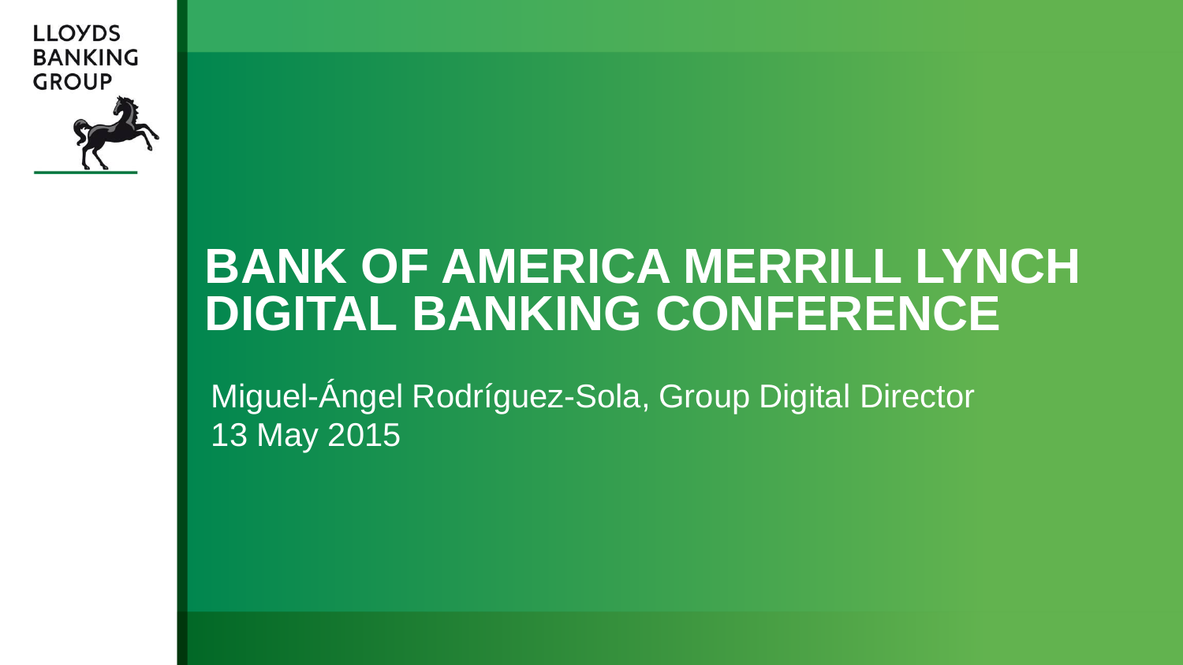LLOYDS BANKING GROUP

# BANK OF AMERICA MERRILL LYNCH DIGITAL BANKING CONFERENCE

Miguel-Ángel Rodríguez-Sola, Group Digital Director
13 May 2015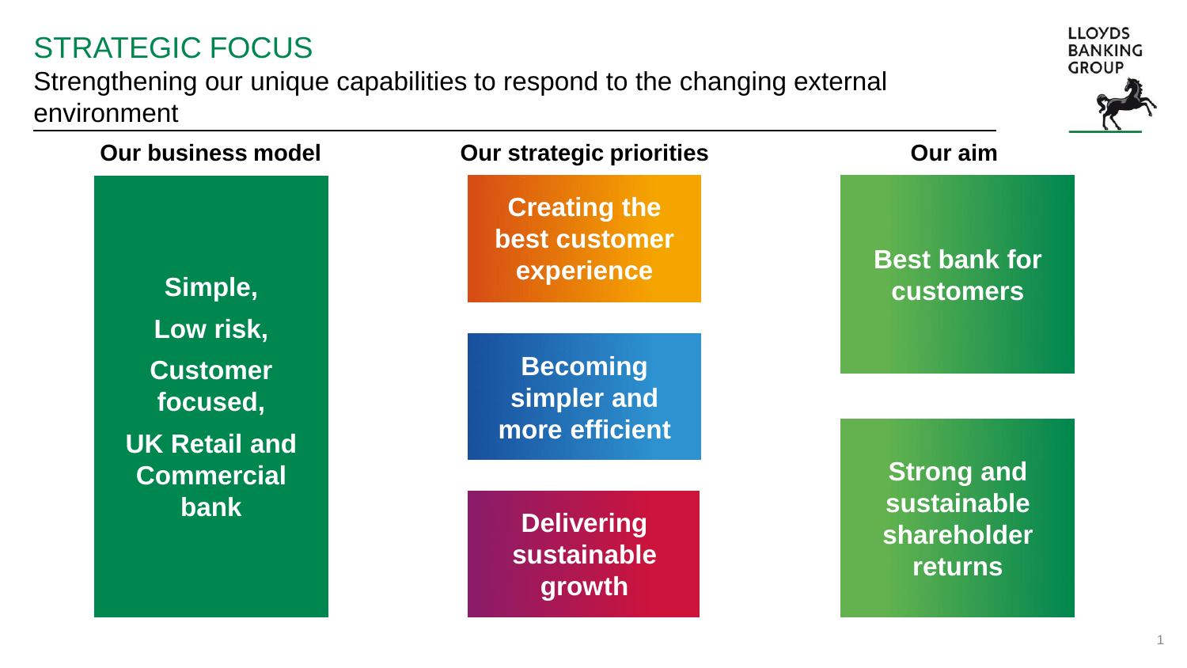# STRATEGIC FOCUS

Strengthening our unique capabilities to respond to the changing external environment

### Our business model

**Simple,**

**Low risk,**

**Customer focused,**

**UK Retail and Commercial bank**

### Our strategic priorities

**Creating the best customer experience**

**Becoming simpler and more efficient**

**Delivering sustainable growth**

### Our aim

**Best bank for customers**

**Strong and sustainable shareholder returns**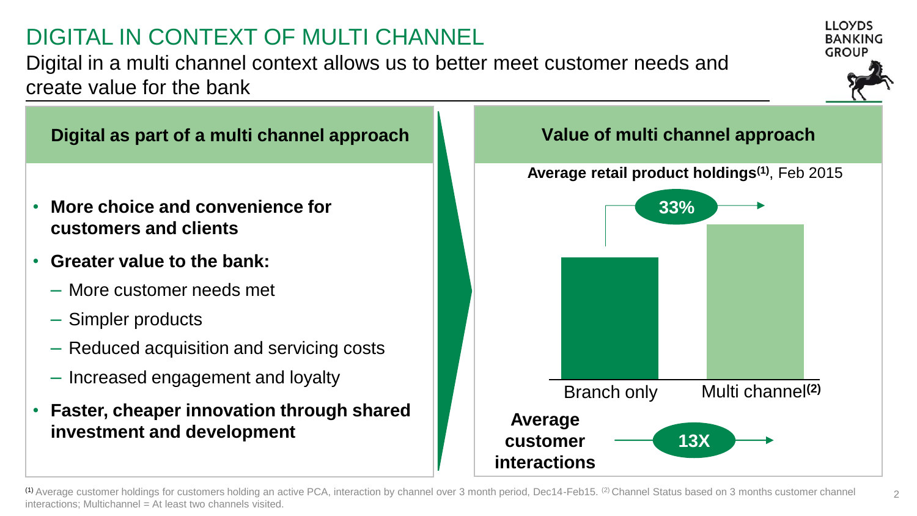# DIGITAL IN CONTEXT OF MULTI CHANNEL

Digital in a multi channel context allows us to better meet customer needs and create value for the bank

## Digital as part of a multi channel approach

- **More choice and convenience for customers and clients**
- **Greater value to the bank:**
  - More customer needs met
  - Simpler products
  - Reduced acquisition and servicing costs
  - Increased engagement and loyalty
- **Faster, cheaper innovation through shared investment and development**

## Value of multi channel approach

**Average retail product holdings[1]**, Feb 2015

Branch only → Multi channel[2]: **33%**

**Average customer interactions**: **13X**

[1] Average customer holdings for customers holding an active PCA, interaction by channel over 3 month period, Dec14-Feb15. [2] Channel Status based on 3 months customer channel interactions; Multichannel = At least two channels visited.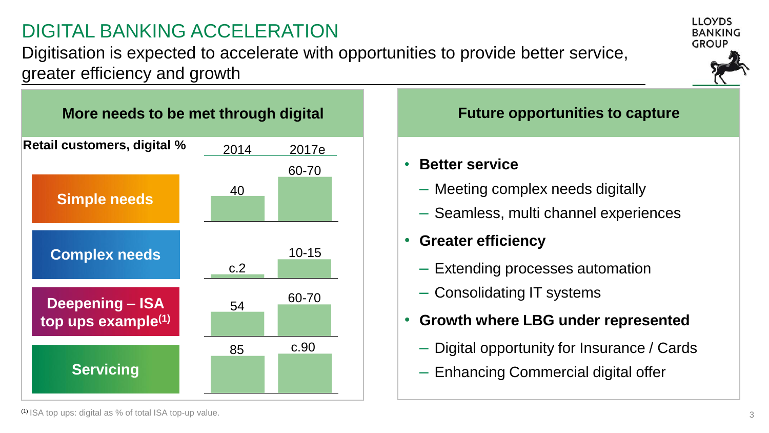# DIGITAL BANKING ACCELERATION

Digitisation is expected to accelerate with opportunities to provide better service, greater efficiency and growth

## More needs to be met through digital

| Retail customers, digital % | 2014 | 2017e |
| --- | --- | --- |
| Simple needs | 40 | 60-70 |
| Complex needs | c.2 | 10-15 |
| Deepening – ISA top ups example[1] | 54 | 60-70 |
| Servicing | 85 | c.90 |

## Future opportunities to capture

- **Better service**
  - Meeting complex needs digitally
  - Seamless, multi channel experiences
- **Greater efficiency**
  - Extending processes automation
  - Consolidating IT systems
- **Growth where LBG under represented**
  - Digital opportunity for Insurance / Cards
  - Enhancing Commercial digital offer

[1] ISA top ups: digital as % of total ISA top-up value.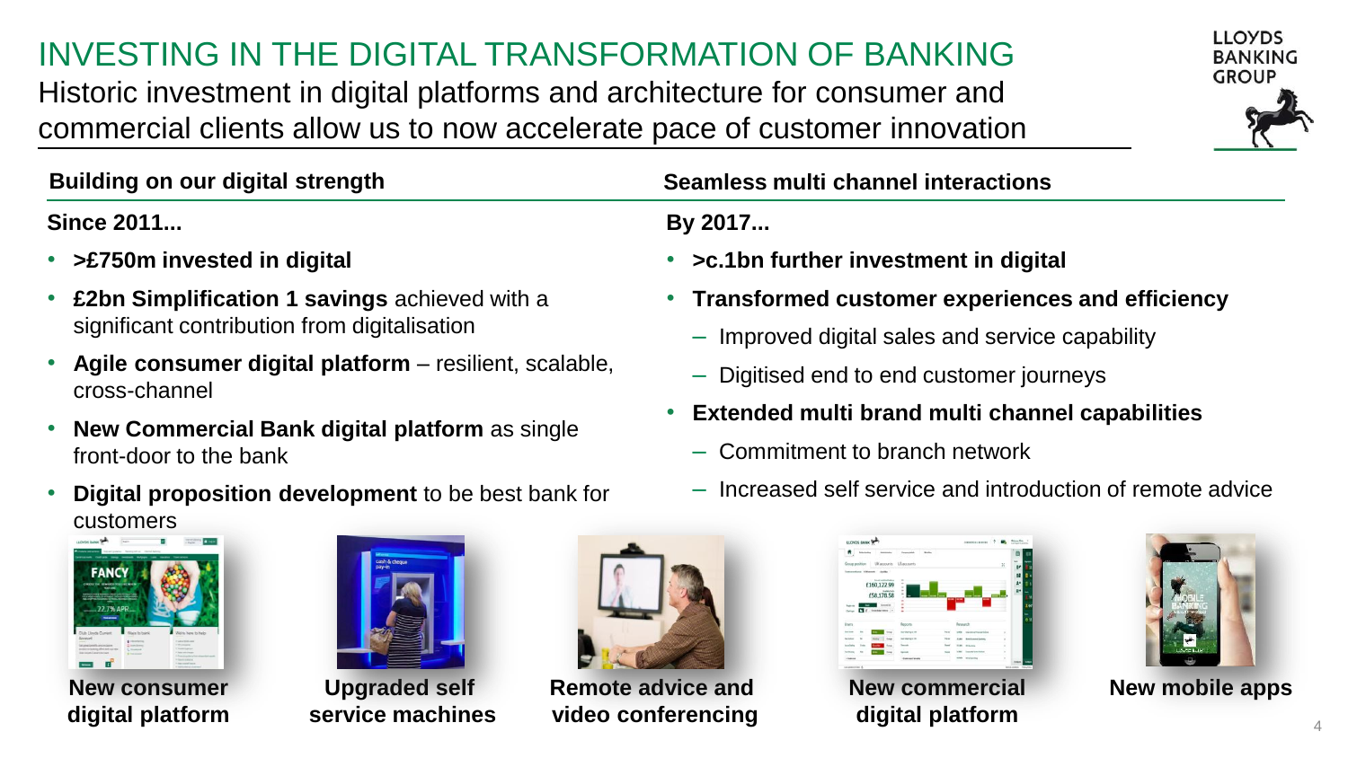# INVESTING IN THE DIGITAL TRANSFORMATION OF BANKING

Historic investment in digital platforms and architecture for consumer and commercial clients allow us to now accelerate pace of customer innovation

## Building on our digital strength

**Since 2011...**

- **>£750m invested in digital**
- **£2bn Simplification 1 savings** achieved with a significant contribution from digitalisation
- **Agile consumer digital platform** – resilient, scalable, cross-channel
- **New Commercial Bank digital platform** as single front-door to the bank
- **Digital proposition development** to be best bank for customers

## Seamless multi channel interactions

**By 2017...**

- **>c.1bn further investment in digital**
- **Transformed customer experiences and efficiency**
  - Improved digital sales and service capability
  - Digitised end to end customer journeys
- **Extended multi brand multi channel capabilities**
  - Commitment to branch network
  - Increased self service and introduction of remote advice

**New consumer digital platform**

**Upgraded self service machines**

**Remote advice and video conferencing**

**New commercial digital platform**

**New mobile apps**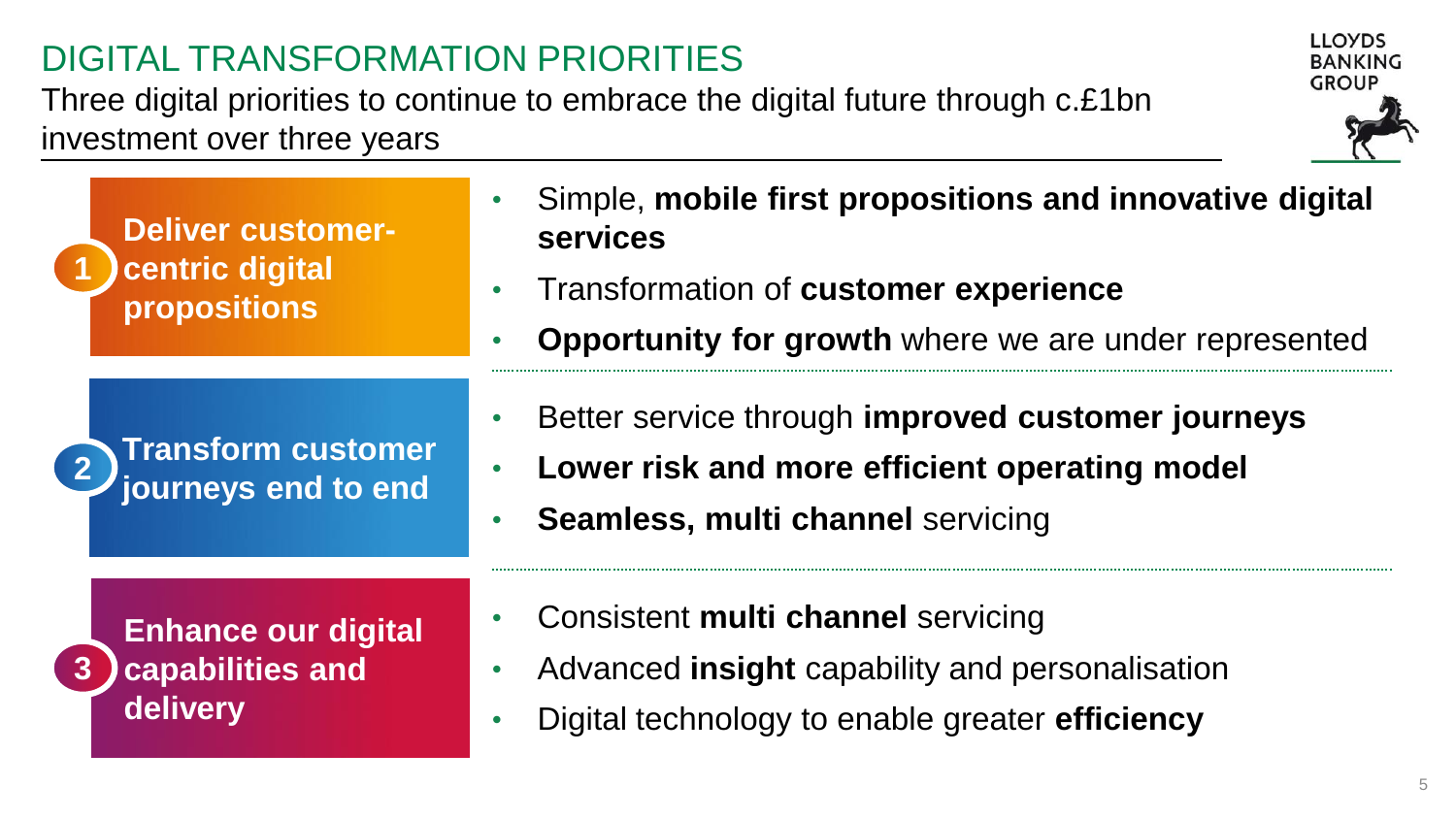# DIGITAL TRANSFORMATION PRIORITIES

Three digital priorities to continue to embrace the digital future through c.£1bn investment over three years

## 1 Deliver customer-centric digital propositions

- Simple, **mobile first propositions and innovative digital services**
- Transformation of **customer experience**
- **Opportunity for growth** where we are under represented

## 2 Transform customer journeys end to end

- Better service through **improved customer journeys**
- **Lower risk and more efficient operating model**
- **Seamless, multi channel** servicing

## 3 Enhance our digital capabilities and delivery

- Consistent **multi channel** servicing
- Advanced **insight** capability and personalisation
- Digital technology to enable greater **efficiency**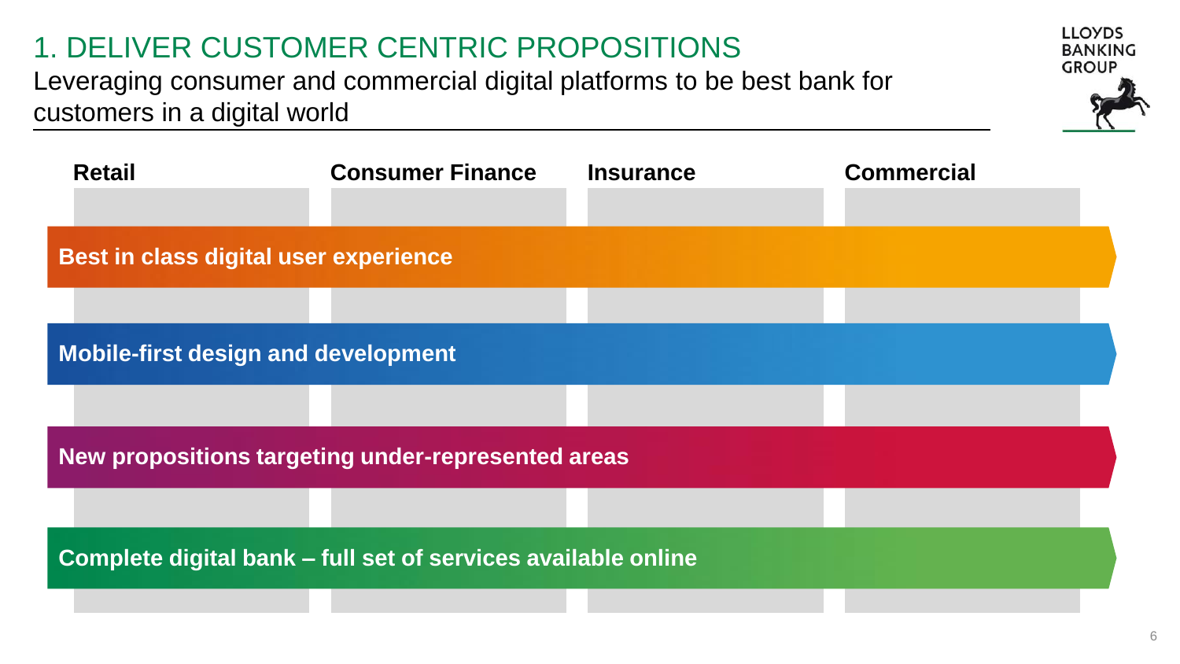# 1. DELIVER CUSTOMER CENTRIC PROPOSITIONS

Leveraging consumer and commercial digital platforms to be best bank for customers in a digital world

LLOYDS BANKING GROUP

**Retail** | **Consumer Finance** | **Insurance** | **Commercial**

- **Best in class digital user experience**
- **Mobile-first design and development**
- **New propositions targeting under-represented areas**
- **Complete digital bank – full set of services available online**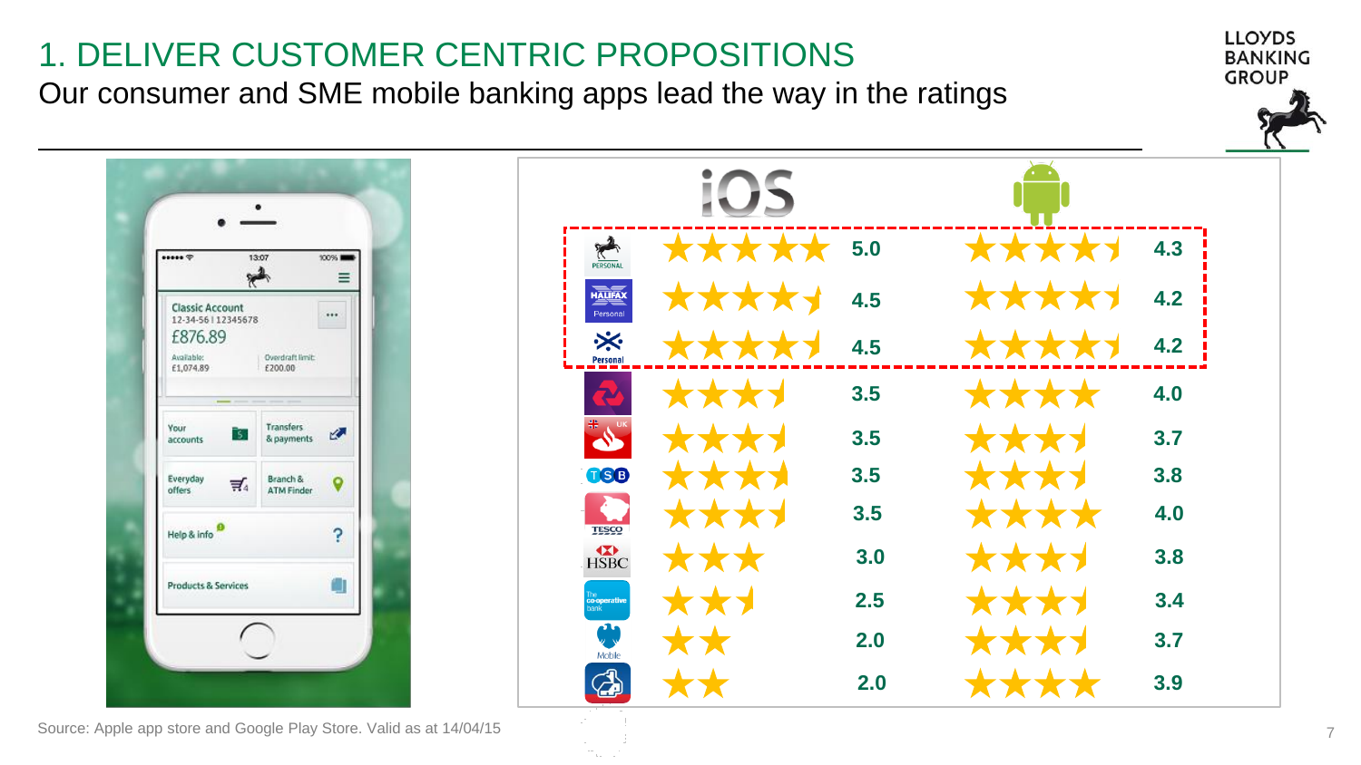# 1. DELIVER CUSTOMER CENTRIC PROPOSITIONS

## Our consumer and SME mobile banking apps lead the way in the ratings

| Bank | iOS | Android |
|---|---|---|
| Lloyds Personal | 5.0 | 4.3 |
| Halifax Personal | 4.5 | 4.2 |
| Bank of Scotland Personal | 4.5 | 4.2 |
| NatWest | 3.5 | 4.0 |
| Santander UK | 3.5 | 3.7 |
| TSB | 3.5 | 3.8 |
| Tesco | 3.5 | 4.0 |
| HSBC | 3.0 | 3.8 |
| The co-operative bank | 2.5 | 3.4 |
| Barclays Mobile | 2.0 | 3.7 |
| Nationwide | 2.0 | 3.9 |

Source: Apple app store and Google Play Store. Valid as at 14/04/15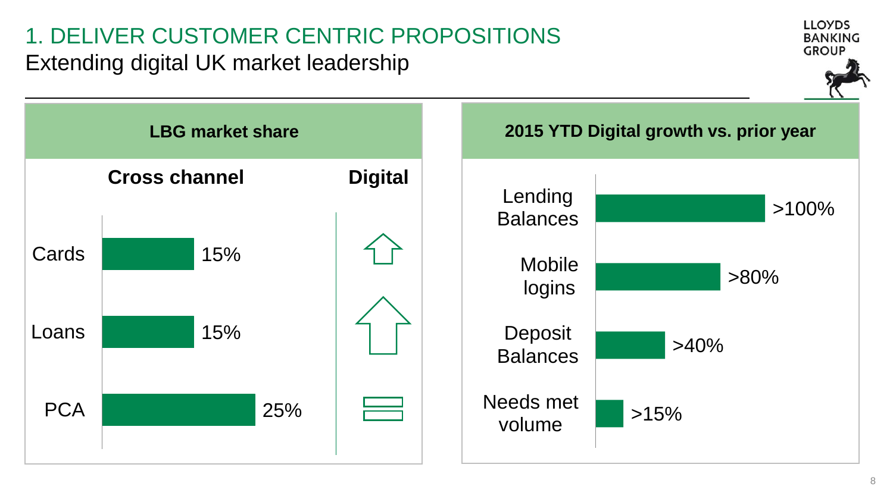# 1. DELIVER CUSTOMER CENTRIC PROPOSITIONS

## Extending digital UK market leadership

### LBG market share

| | Cross channel | Digital |
|---|---|---|
| Cards | 15% | ⇧ |
| Loans | 15% | ⇧ |
| PCA | 25% | = |

### 2015 YTD Digital growth vs. prior year

| | |
|---|---|
| Lending Balances | >100% |
| Mobile logins | >80% |
| Deposit Balances | >40% |
| Needs met volume | >15% |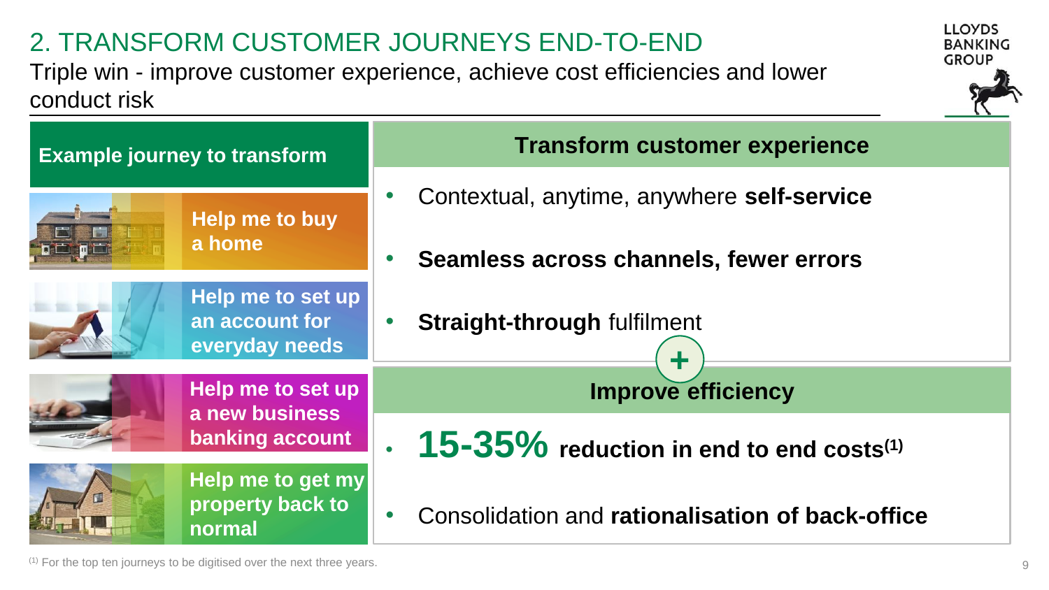# 2. TRANSFORM CUSTOMER JOURNEYS END-TO-END

Triple win - improve customer experience, achieve cost efficiencies and lower conduct risk

LLOYDS BANKING GROUP

## Example journey to transform

- **Help me to buy a home**
- **Help me to set up an account for everyday needs**
- **Help me to set up a new business banking account**
- **Help me to get my property back to normal**

## Transform customer experience

- Contextual, anytime, anywhere **self-service**
- **Seamless across channels, fewer errors**
- **Straight-through** fulfilment

+

## Improve efficiency

- **15-35% reduction in end to end costs**[1]
- Consolidation and **rationalisation of back-office**

[1] For the top ten journeys to be digitised over the next three years.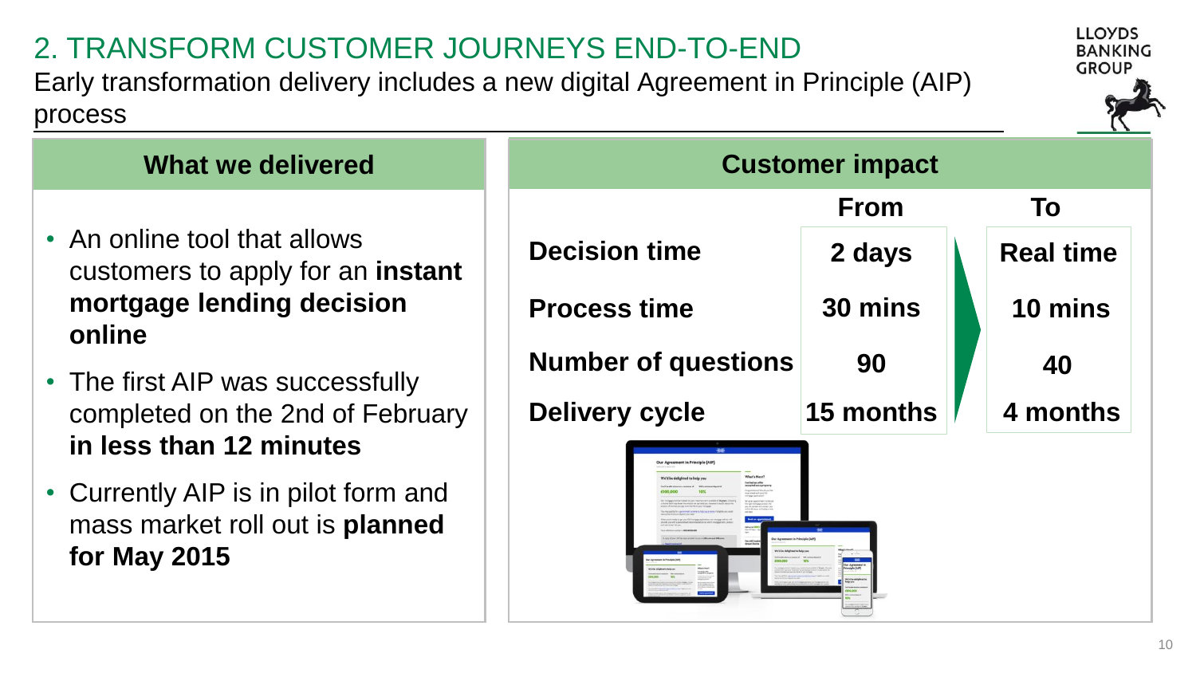# 2. TRANSFORM CUSTOMER JOURNEYS END-TO-END

Early transformation delivery includes a new digital Agreement in Principle (AIP) process

## What we delivered

- An online tool that allows customers to apply for an **instant mortgage lending decision online**
- The first AIP was successfully completed on the 2nd of February **in less than 12 minutes**
- Currently AIP is in pilot form and mass market roll out is **planned for May 2015**

## Customer impact

| | From | To |
|---|---|---|
| **Decision time** | **2 days** | **Real time** |
| **Process time** | **30 mins** | **10 mins** |
| **Number of questions** | **90** | **40** |
| **Delivery cycle** | **15 months** | **4 months** |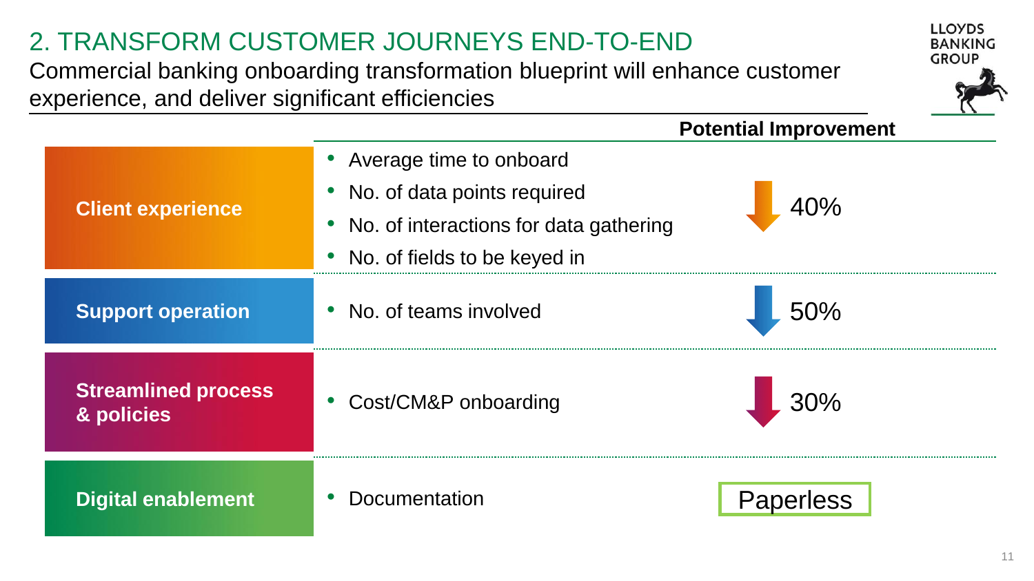# 2. TRANSFORM CUSTOMER JOURNEYS END-TO-END

Commercial banking onboarding transformation blueprint will enhance customer experience, and deliver significant efficiencies

| | | Potential Improvement |
|---|---|---|
| **Client experience** | • Average time to onboard<br>• No. of data points required<br>• No. of interactions for data gathering<br>• No. of fields to be keyed in | ↓ 40% |
| **Support operation** | • No. of teams involved | ↓ 50% |
| **Streamlined process & policies** | • Cost/CM&P onboarding | ↓ 30% |
| **Digital enablement** | • Documentation | Paperless |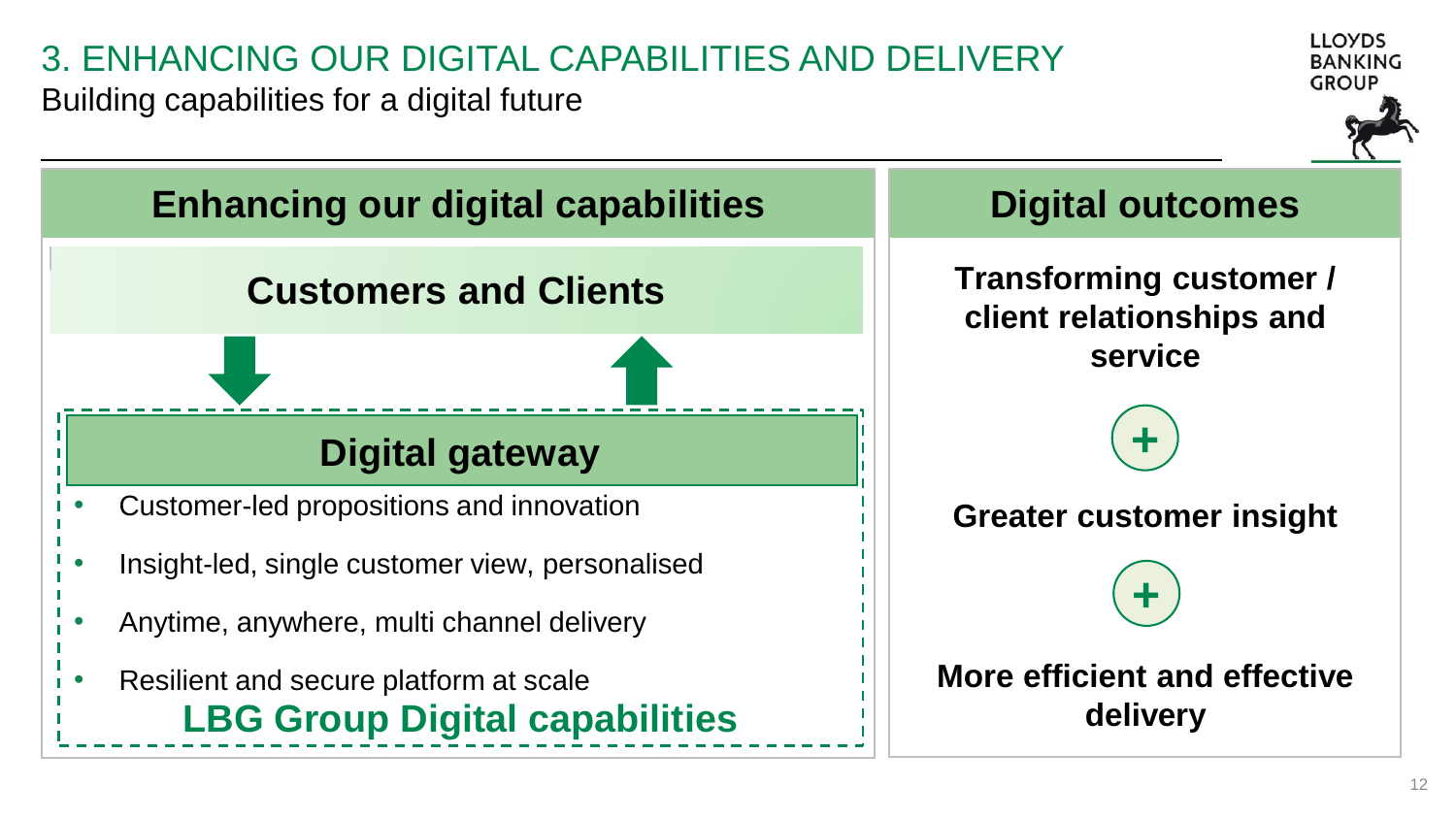# 3. ENHANCING OUR DIGITAL CAPABILITIES AND DELIVERY

Building capabilities for a digital future

## Enhancing our digital capabilities

### Customers and Clients

### Digital gateway

- Customer-led propositions and innovation
- Insight-led, single customer view, personalised
- Anytime, anywhere, multi channel delivery
- Resilient and secure platform at scale

**LBG Group Digital capabilities**

## Digital outcomes

**Transforming customer / client relationships and service**

+

**Greater customer insight**

+

**More efficient and effective delivery**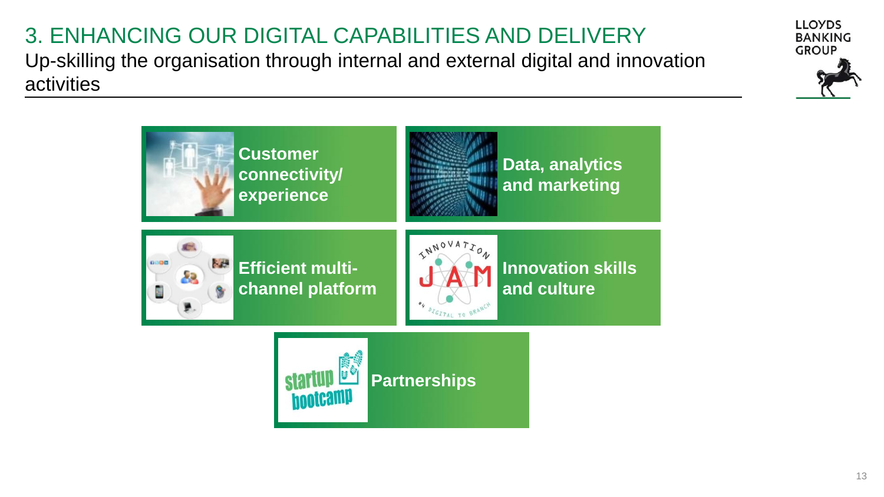# 3. ENHANCING OUR DIGITAL CAPABILITIES AND DELIVERY

## Up-skilling the organisation through internal and external digital and innovation activities

- **Customer connectivity/ experience**
- **Data, analytics and marketing**
- **Efficient multi-channel platform**
- **Innovation skills and culture**
- **Partnerships**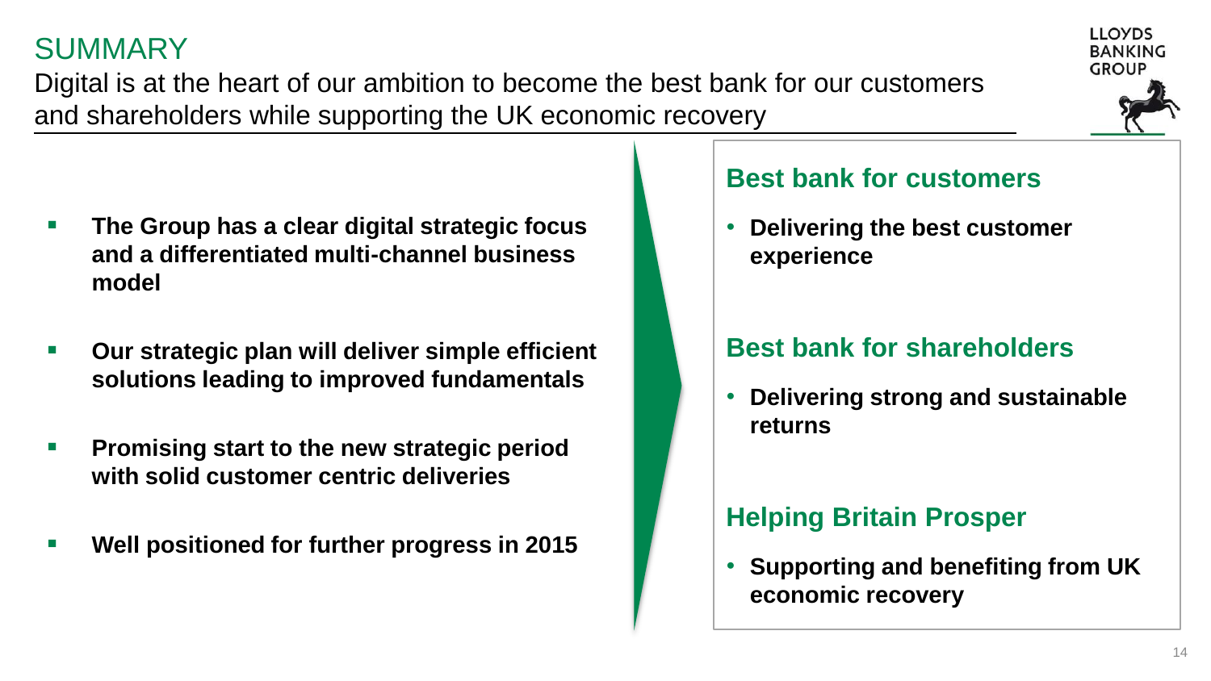# SUMMARY

Digital is at the heart of our ambition to become the best bank for our customers and shareholders while supporting the UK economic recovery

- **The Group has a clear digital strategic focus and a differentiated multi-channel business model**
- **Our strategic plan will deliver simple efficient solutions leading to improved fundamentals**
- **Promising start to the new strategic period with solid customer centric deliveries**
- **Well positioned for further progress in 2015**

## Best bank for customers

- **Delivering the best customer experience**

## Best bank for shareholders

- **Delivering strong and sustainable returns**

## Helping Britain Prosper

- **Supporting and benefiting from UK economic recovery**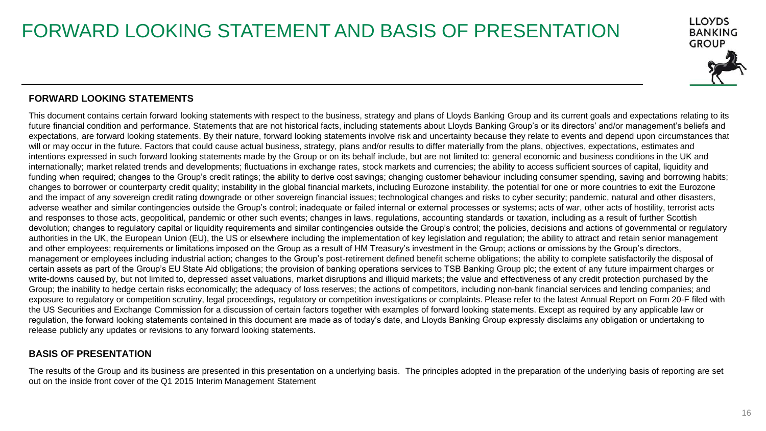# FORWARD LOOKING STATEMENT AND BASIS OF PRESENTATION

LLOYDS BANKING GROUP

## FORWARD LOOKING STATEMENTS

This document contains certain forward looking statements with respect to the business, strategy and plans of Lloyds Banking Group and its current goals and expectations relating to its future financial condition and performance. Statements that are not historical facts, including statements about Lloyds Banking Group's or its directors' and/or management's beliefs and expectations, are forward looking statements. By their nature, forward looking statements involve risk and uncertainty because they relate to events and depend upon circumstances that will or may occur in the future. Factors that could cause actual business, strategy, plans and/or results to differ materially from the plans, objectives, expectations, estimates and intentions expressed in such forward looking statements made by the Group or on its behalf include, but are not limited to: general economic and business conditions in the UK and internationally; market related trends and developments; fluctuations in exchange rates, stock markets and currencies; the ability to access sufficient sources of capital, liquidity and funding when required; changes to the Group's credit ratings; the ability to derive cost savings; changing customer behaviour including consumer spending, saving and borrowing habits; changes to borrower or counterparty credit quality; instability in the global financial markets, including Eurozone instability, the potential for one or more countries to exit the Eurozone and the impact of any sovereign credit rating downgrade or other sovereign financial issues; technological changes and risks to cyber security; pandemic, natural and other disasters, adverse weather and similar contingencies outside the Group's control; inadequate or failed internal or external processes or systems; acts of war, other acts of hostility, terrorist acts and responses to those acts, geopolitical, pandemic or other such events; changes in laws, regulations, accounting standards or taxation, including as a result of further Scottish devolution; changes to regulatory capital or liquidity requirements and similar contingencies outside the Group's control; the policies, decisions and actions of governmental or regulatory authorities in the UK, the European Union (EU), the US or elsewhere including the implementation of key legislation and regulation; the ability to attract and retain senior management and other employees; requirements or limitations imposed on the Group as a result of HM Treasury's investment in the Group; actions or omissions by the Group's directors, management or employees including industrial action; changes to the Group's post-retirement defined benefit scheme obligations; the ability to complete satisfactorily the disposal of certain assets as part of the Group's EU State Aid obligations; the provision of banking operations services to TSB Banking Group plc; the extent of any future impairment charges or write-downs caused by, but not limited to, depressed asset valuations, market disruptions and illiquid markets; the value and effectiveness of any credit protection purchased by the Group; the inability to hedge certain risks economically; the adequacy of loss reserves; the actions of competitors, including non-bank financial services and lending companies; and exposure to regulatory or competition scrutiny, legal proceedings, regulatory or competition investigations or complaints. Please refer to the latest Annual Report on Form 20-F filed with the US Securities and Exchange Commission for a discussion of certain factors together with examples of forward looking statements. Except as required by any applicable law or regulation, the forward looking statements contained in this document are made as of today's date, and Lloyds Banking Group expressly disclaims any obligation or undertaking to release publicly any updates or revisions to any forward looking statements.

## BASIS OF PRESENTATION

The results of the Group and its business are presented in this presentation on a underlying basis. The principles adopted in the preparation of the underlying basis of reporting are set out on the inside front cover of the Q1 2015 Interim Management Statement